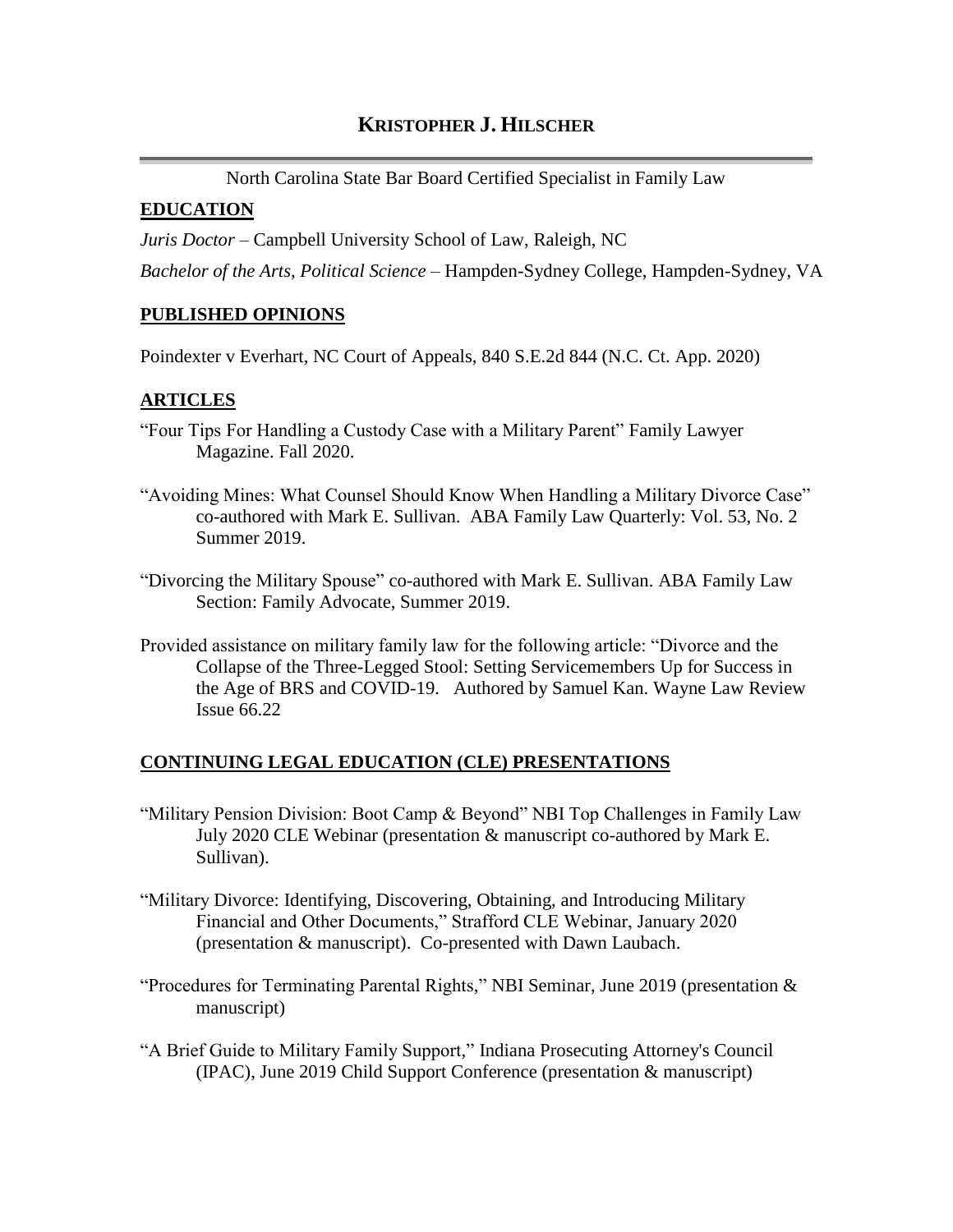# KRISTOPHER J. HILSCHER

North Carolina State Bar Board Certified Specialist in Family Law

## EDUCATION

*Juris Doctor* – Campbell University School of Law, Raleigh, NC

*Bachelor of the Arts, Political Science* – Hampden-Sydney College, Hampden-Sydney, VA

## PUBLISHED OPINIONS

Poindexter v Everhart, NC Court of Appeals, 840 S.E.2d 844 (N.C. Ct. App. 2020)

## ARTICLES

"Four Tips For Handling a Custody Case with a Military Parent" Family Lawyer Magazine. Fall 2020.

"Avoiding Mines: What Counsel Should Know When Handling a Military Divorce Case" co-authored with Mark E. Sullivan. ABA Family Law Quarterly: Vol. 53, No. 2 Summer 2019.

"Divorcing the Military Spouse" co-authored with Mark E. Sullivan. ABA Family Law Section: Family Advocate, Summer 2019.

Provided assistance on military family law for the following article: "Divorce and the Collapse of the Three-Legged Stool: Setting Servicemembers Up for Success in the Age of BRS and COVID-19. Authored by Samuel Kan. Wayne Law Review Issue 66.22

## CONTINUING LEGAL EDUCATION (CLE) PRESENTATIONS

"Military Pension Division: Boot Camp & Beyond" NBI Top Challenges in Family Law July 2020 CLE Webinar (presentation & manuscript co-authored by Mark E. Sullivan).

"Military Divorce: Identifying, Discovering, Obtaining, and Introducing Military Financial and Other Documents," Strafford CLE Webinar, January 2020 (presentation & manuscript). Co-presented with Dawn Laubach.

"Procedures for Terminating Parental Rights," NBI Seminar, June 2019 (presentation & manuscript)

"A Brief Guide to Military Family Support," Indiana Prosecuting Attorney's Council (IPAC), June 2019 Child Support Conference (presentation & manuscript)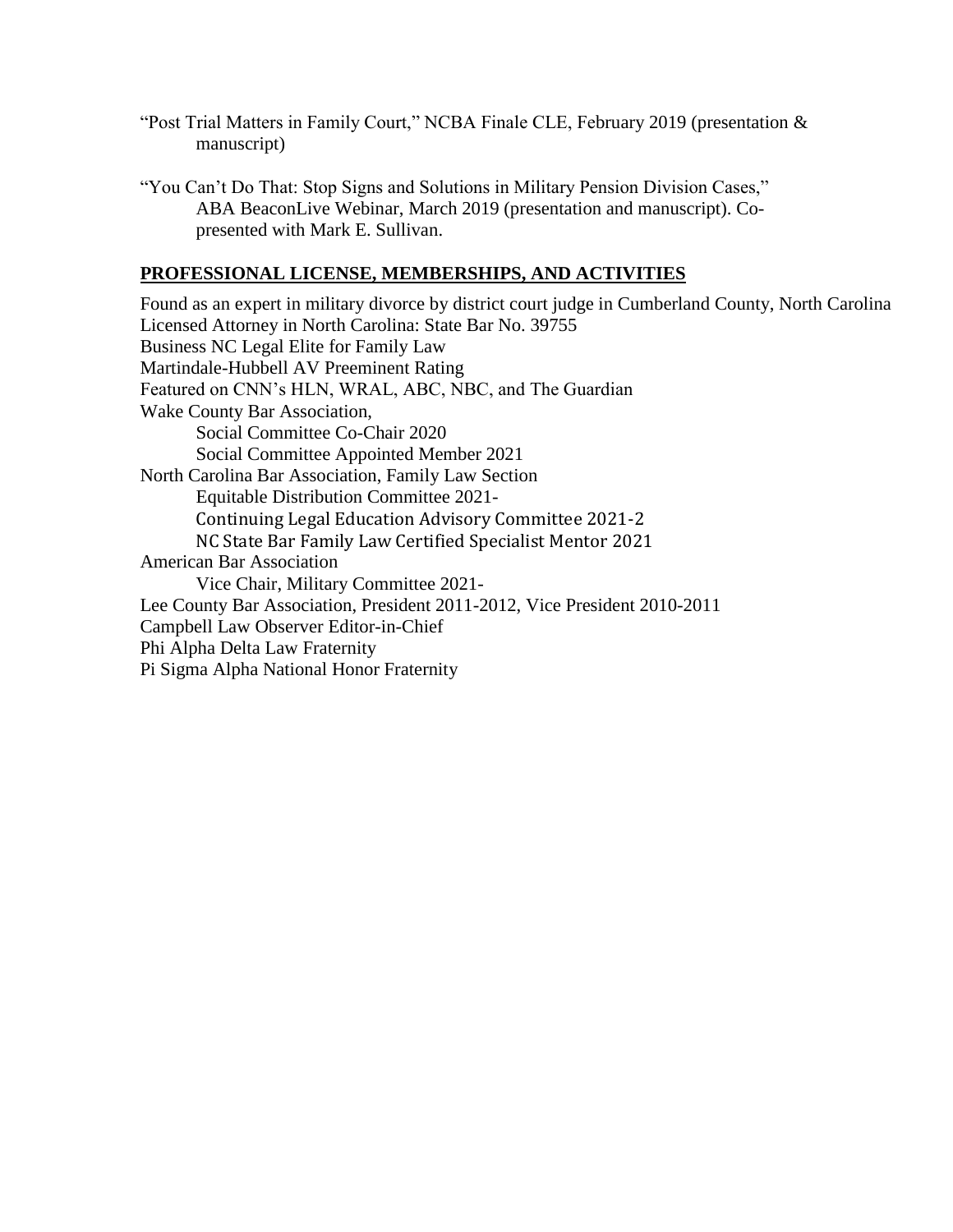"Post Trial Matters in Family Court," NCBA Finale CLE, February 2019 (presentation & manuscript)

"You Can't Do That: Stop Signs and Solutions in Military Pension Division Cases," ABA BeaconLive Webinar, March 2019 (presentation and manuscript). Co-presented with Mark E. Sullivan.

## **PROFESSIONAL LICENSE, MEMBERSHIPS, AND ACTIVITIES**

Found as an expert in military divorce by district court judge in Cumberland County, North Carolina
Licensed Attorney in North Carolina: State Bar No. 39755
Business NC Legal Elite for Family Law
Martindale-Hubbell AV Preeminent Rating
Featured on CNN's HLN, WRAL, ABC, NBC, and The Guardian
Wake County Bar Association,
- Social Committee Co-Chair 2020
- Social Committee Appointed Member 2021

North Carolina Bar Association, Family Law Section
- Equitable Distribution Committee 2021-
- Continuing Legal Education Advisory Committee 2021-2
- NC State Bar Family Law Certified Specialist Mentor 2021

American Bar Association
- Vice Chair, Military Committee 2021-

Lee County Bar Association, President 2011-2012, Vice President 2010-2011
Campbell Law Observer Editor-in-Chief
Phi Alpha Delta Law Fraternity
Pi Sigma Alpha National Honor Fraternity